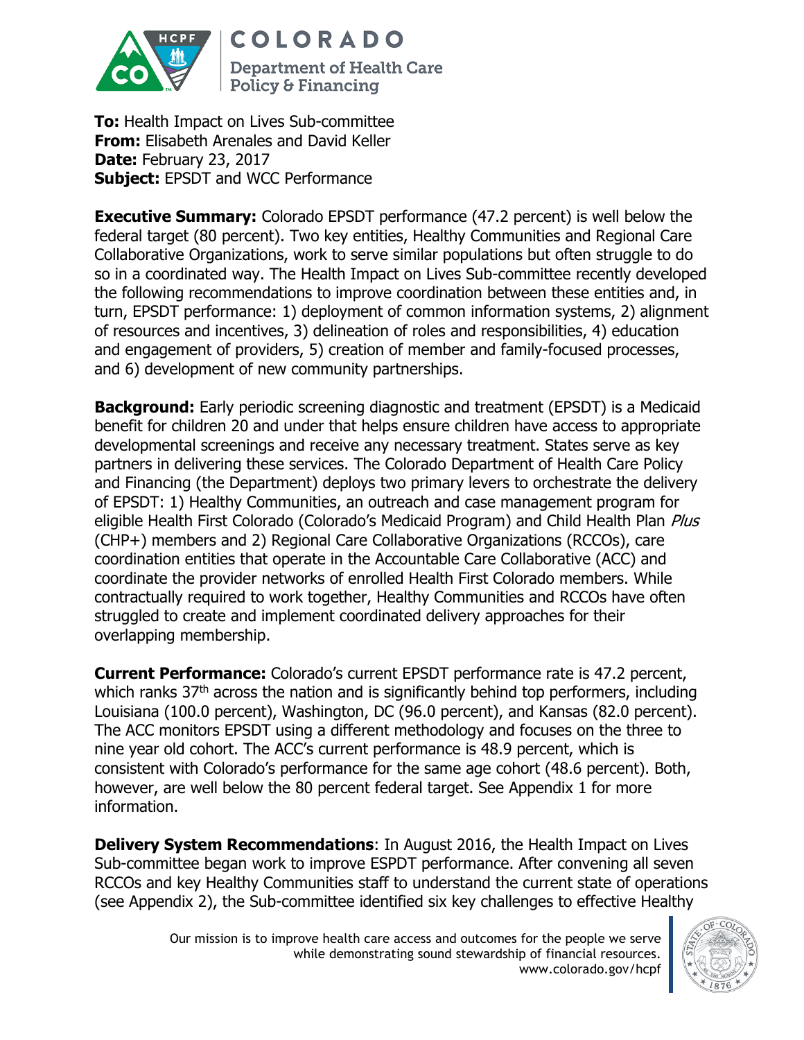**COLORADO**
Department of Health Care Policy & Financing

**To:** Health Impact on Lives Sub-committee
**From:** Elisabeth Arenales and David Keller
**Date:** February 23, 2017
**Subject:** EPSDT and WCC Performance

**Executive Summary:** Colorado EPSDT performance (47.2 percent) is well below the federal target (80 percent). Two key entities, Healthy Communities and Regional Care Collaborative Organizations, work to serve similar populations but often struggle to do so in a coordinated way. The Health Impact on Lives Sub-committee recently developed the following recommendations to improve coordination between these entities and, in turn, EPSDT performance: 1) deployment of common information systems, 2) alignment of resources and incentives, 3) delineation of roles and responsibilities, 4) education and engagement of providers, 5) creation of member and family-focused processes, and 6) development of new community partnerships.

**Background:** Early periodic screening diagnostic and treatment (EPSDT) is a Medicaid benefit for children 20 and under that helps ensure children have access to appropriate developmental screenings and receive any necessary treatment. States serve as key partners in delivering these services. The Colorado Department of Health Care Policy and Financing (the Department) deploys two primary levers to orchestrate the delivery of EPSDT: 1) Healthy Communities, an outreach and case management program for eligible Health First Colorado (Colorado's Medicaid Program) and Child Health Plan *Plus* (CHP+) members and 2) Regional Care Collaborative Organizations (RCCOs), care coordination entities that operate in the Accountable Care Collaborative (ACC) and coordinate the provider networks of enrolled Health First Colorado members. While contractually required to work together, Healthy Communities and RCCOs have often struggled to create and implement coordinated delivery approaches for their overlapping membership.

**Current Performance:** Colorado's current EPSDT performance rate is 47.2 percent, which ranks 37th across the nation and is significantly behind top performers, including Louisiana (100.0 percent), Washington, DC (96.0 percent), and Kansas (82.0 percent). The ACC monitors EPSDT using a different methodology and focuses on the three to nine year old cohort. The ACC's current performance is 48.9 percent, which is consistent with Colorado's performance for the same age cohort (48.6 percent). Both, however, are well below the 80 percent federal target. See Appendix 1 for more information.

**Delivery System Recommendations**: In August 2016, the Health Impact on Lives Sub-committee began work to improve ESPDT performance. After convening all seven RCCOs and key Healthy Communities staff to understand the current state of operations (see Appendix 2), the Sub-committee identified six key challenges to effective Healthy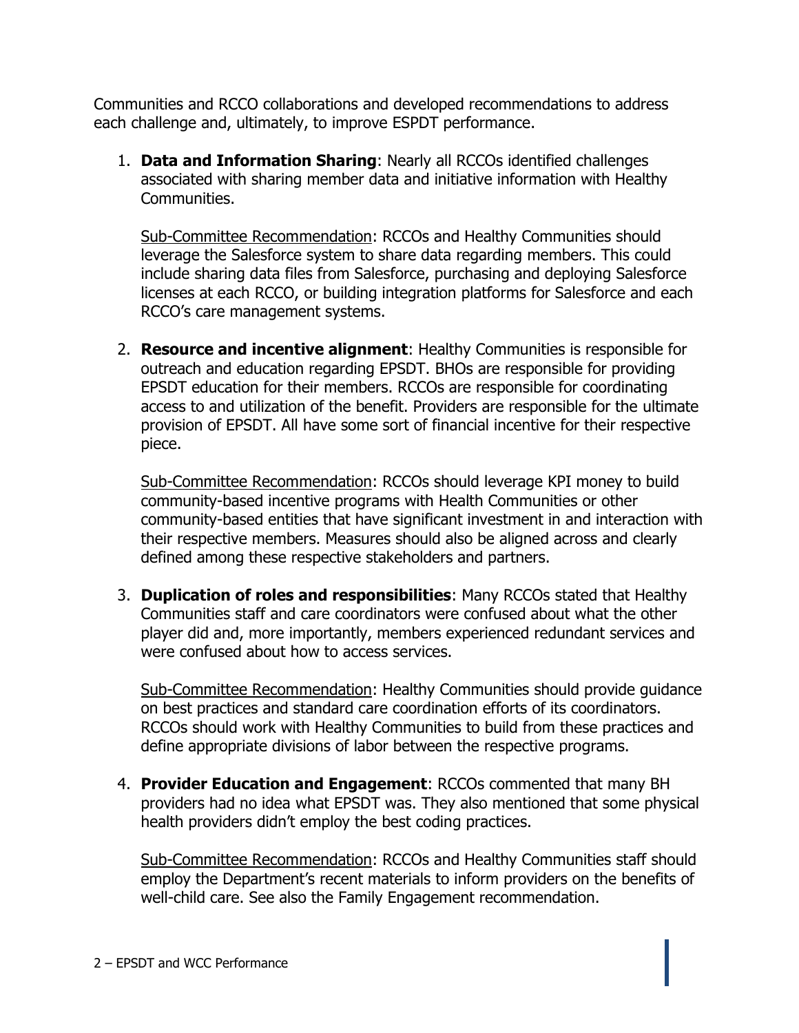Communities and RCCO collaborations and developed recommendations to address each challenge and, ultimately, to improve ESPDT performance.

1. **Data and Information Sharing**: Nearly all RCCOs identified challenges associated with sharing member data and initiative information with Healthy Communities.

   Sub-Committee Recommendation: RCCOs and Healthy Communities should leverage the Salesforce system to share data regarding members. This could include sharing data files from Salesforce, purchasing and deploying Salesforce licenses at each RCCO, or building integration platforms for Salesforce and each RCCO's care management systems.

2. **Resource and incentive alignment**: Healthy Communities is responsible for outreach and education regarding EPSDT. BHOs are responsible for providing EPSDT education for their members. RCCOs are responsible for coordinating access to and utilization of the benefit. Providers are responsible for the ultimate provision of EPSDT. All have some sort of financial incentive for their respective piece.

   Sub-Committee Recommendation: RCCOs should leverage KPI money to build community-based incentive programs with Health Communities or other community-based entities that have significant investment in and interaction with their respective members. Measures should also be aligned across and clearly defined among these respective stakeholders and partners.

3. **Duplication of roles and responsibilities**: Many RCCOs stated that Healthy Communities staff and care coordinators were confused about what the other player did and, more importantly, members experienced redundant services and were confused about how to access services.

   Sub-Committee Recommendation: Healthy Communities should provide guidance on best practices and standard care coordination efforts of its coordinators. RCCOs should work with Healthy Communities to build from these practices and define appropriate divisions of labor between the respective programs.

4. **Provider Education and Engagement**: RCCOs commented that many BH providers had no idea what EPSDT was. They also mentioned that some physical health providers didn't employ the best coding practices.

   Sub-Committee Recommendation: RCCOs and Healthy Communities staff should employ the Department's recent materials to inform providers on the benefits of well-child care. See also the Family Engagement recommendation.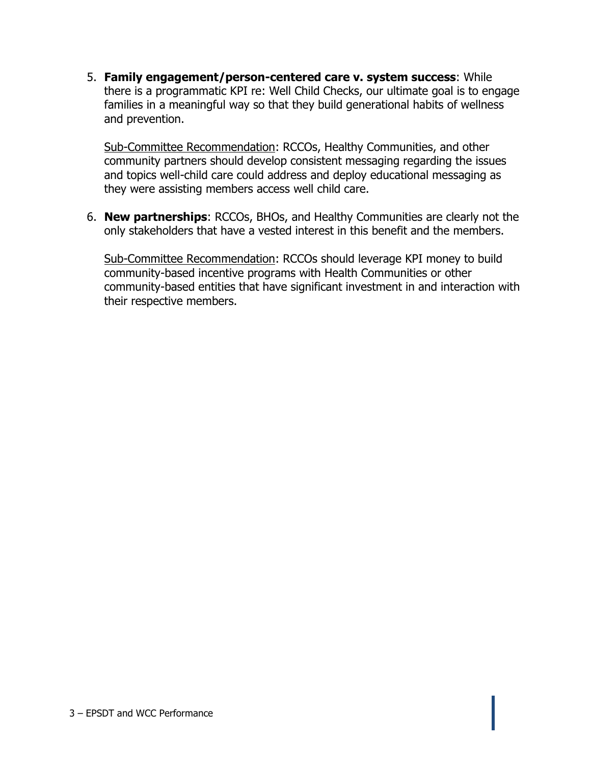5. **Family engagement/person-centered care v. system success**: While there is a programmatic KPI re: Well Child Checks, our ultimate goal is to engage families in a meaningful way so that they build generational habits of wellness and prevention.

   <u>Sub-Committee Recommendation</u>: RCCOs, Healthy Communities, and other community partners should develop consistent messaging regarding the issues and topics well-child care could address and deploy educational messaging as they were assisting members access well child care.

6. **New partnerships**: RCCOs, BHOs, and Healthy Communities are clearly not the only stakeholders that have a vested interest in this benefit and the members.

   <u>Sub-Committee Recommendation</u>: RCCOs should leverage KPI money to build community-based incentive programs with Health Communities or other community-based entities that have significant investment in and interaction with their respective members.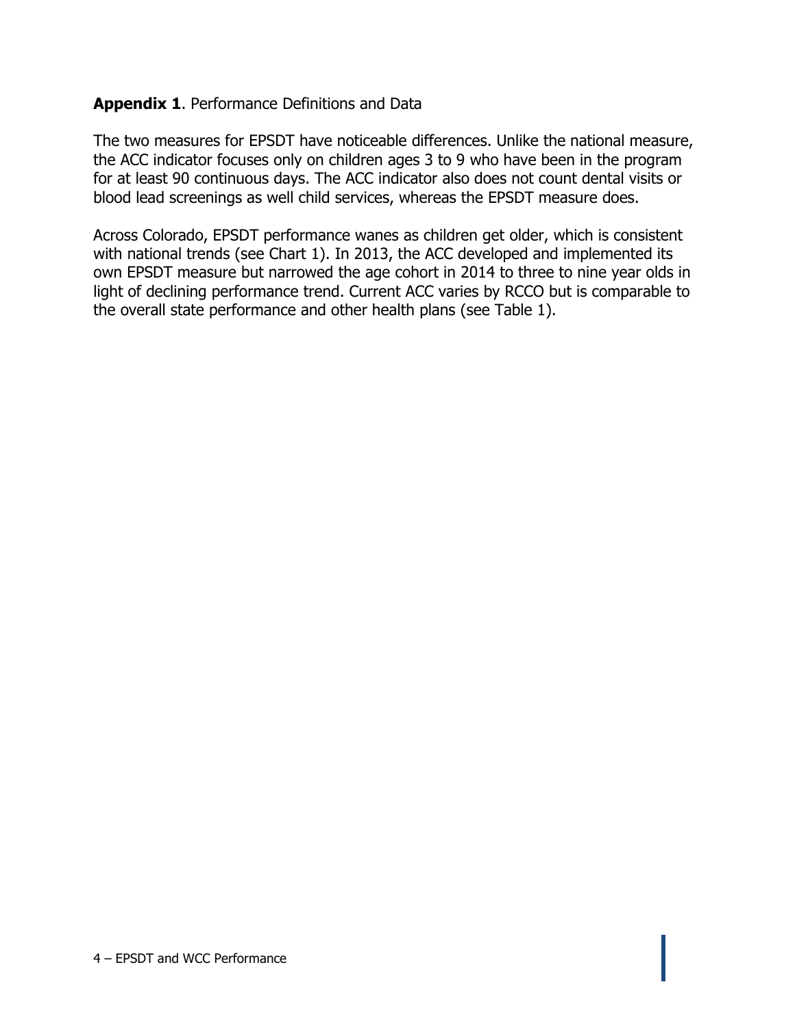**Appendix 1**. Performance Definitions and Data

The two measures for EPSDT have noticeable differences. Unlike the national measure, the ACC indicator focuses only on children ages 3 to 9 who have been in the program for at least 90 continuous days. The ACC indicator also does not count dental visits or blood lead screenings as well child services, whereas the EPSDT measure does.

Across Colorado, EPSDT performance wanes as children get older, which is consistent with national trends (see Chart 1). In 2013, the ACC developed and implemented its own EPSDT measure but narrowed the age cohort in 2014 to three to nine year olds in light of declining performance trend. Current ACC varies by RCCO but is comparable to the overall state performance and other health plans (see Table 1).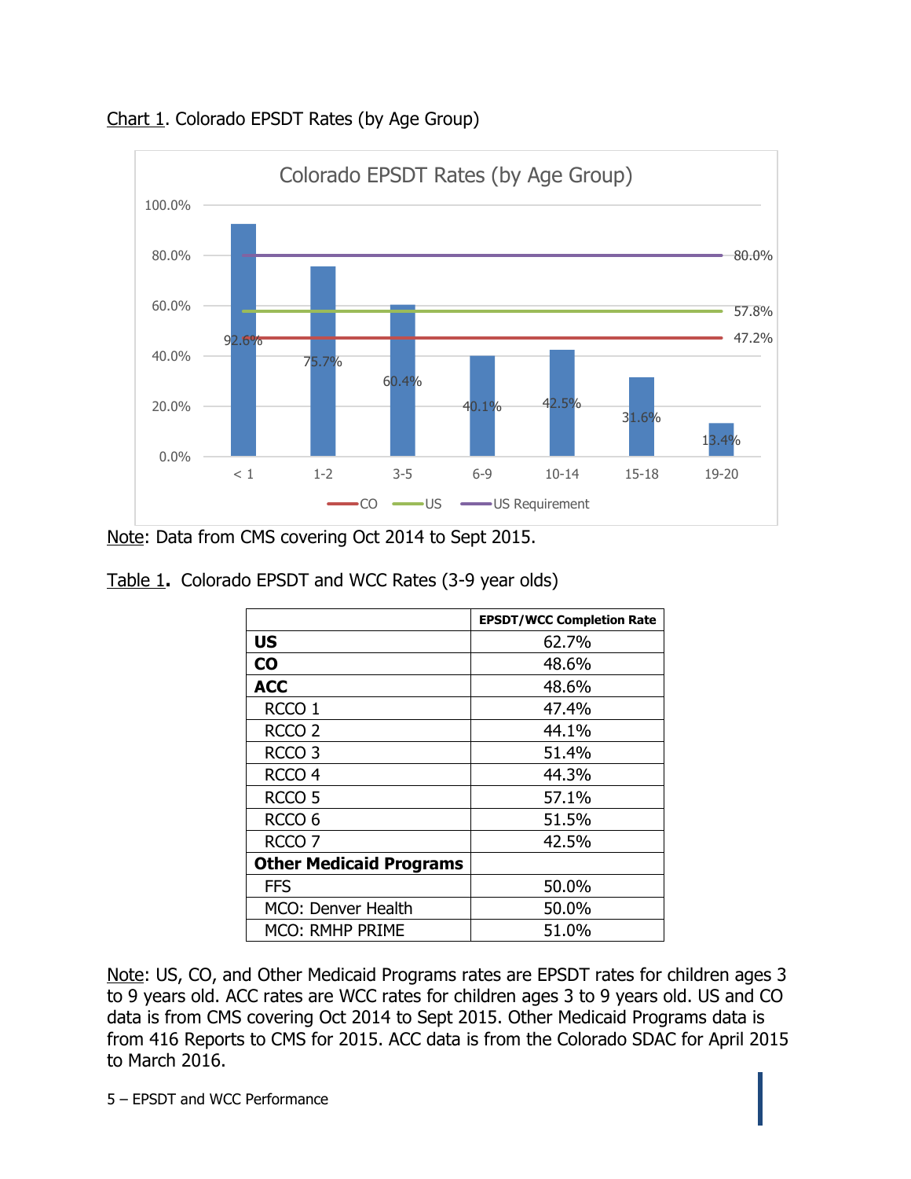Chart 1. Colorado EPSDT Rates (by Age Group)

Colorado EPSDT Rates (by Age Group)

| Age Group | Rate |
|---|---|
| < 1 | 92.6% |
| 1-2 | 75.7% |
| 3-5 | 60.4% |
| 6-9 | 40.1% |
| 10-14 | 42.5% |
| 15-18 | 31.6% |
| 19-20 | 13.4% |

CO: 47.2%; US: 57.8%; US Requirement: 80.0%

Note: Data from CMS covering Oct 2014 to Sept 2015.

Table 1. Colorado EPSDT and WCC Rates (3-9 year olds)

| | EPSDT/WCC Completion Rate |
|---|---|
| **US** | 62.7% |
| **CO** | 48.6% |
| **ACC** | 48.6% |
| RCCO 1 | 47.4% |
| RCCO 2 | 44.1% |
| RCCO 3 | 51.4% |
| RCCO 4 | 44.3% |
| RCCO 5 | 57.1% |
| RCCO 6 | 51.5% |
| RCCO 7 | 42.5% |
| **Other Medicaid Programs** | |
| FFS | 50.0% |
| MCO: Denver Health | 50.0% |
| MCO: RMHP PRIME | 51.0% |

Note: US, CO, and Other Medicaid Programs rates are EPSDT rates for children ages 3 to 9 years old. ACC rates are WCC rates for children ages 3 to 9 years old. US and CO data is from CMS covering Oct 2014 to Sept 2015. Other Medicaid Programs data is from 416 Reports to CMS for 2015. ACC data is from the Colorado SDAC for April 2015 to March 2016.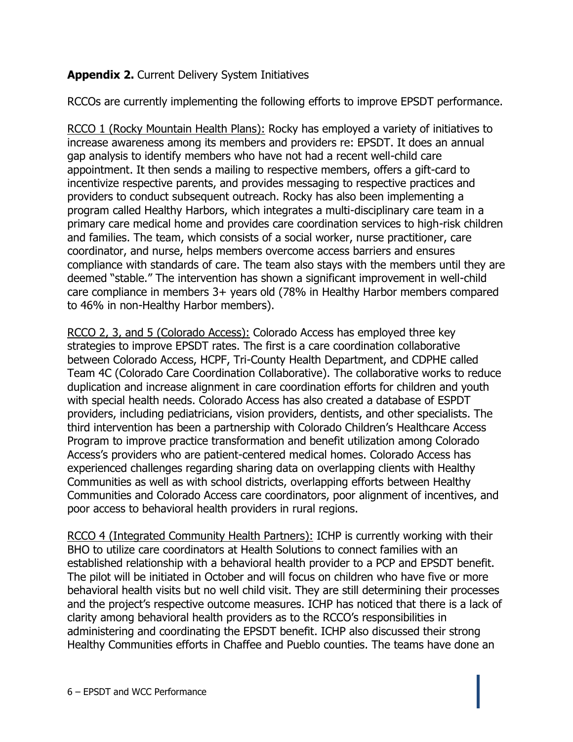**Appendix 2.** Current Delivery System Initiatives

RCCOs are currently implementing the following efforts to improve EPSDT performance.

RCCO 1 (Rocky Mountain Health Plans): Rocky has employed a variety of initiatives to increase awareness among its members and providers re: EPSDT. It does an annual gap analysis to identify members who have not had a recent well-child care appointment. It then sends a mailing to respective members, offers a gift-card to incentivize respective parents, and provides messaging to respective practices and providers to conduct subsequent outreach. Rocky has also been implementing a program called Healthy Harbors, which integrates a multi-disciplinary care team in a primary care medical home and provides care coordination services to high-risk children and families. The team, which consists of a social worker, nurse practitioner, care coordinator, and nurse, helps members overcome access barriers and ensures compliance with standards of care. The team also stays with the members until they are deemed "stable." The intervention has shown a significant improvement in well-child care compliance in members 3+ years old (78% in Healthy Harbor members compared to 46% in non-Healthy Harbor members).

RCCO 2, 3, and 5 (Colorado Access): Colorado Access has employed three key strategies to improve EPSDT rates. The first is a care coordination collaborative between Colorado Access, HCPF, Tri-County Health Department, and CDPHE called Team 4C (Colorado Care Coordination Collaborative). The collaborative works to reduce duplication and increase alignment in care coordination efforts for children and youth with special health needs. Colorado Access has also created a database of ESPDT providers, including pediatricians, vision providers, dentists, and other specialists. The third intervention has been a partnership with Colorado Children's Healthcare Access Program to improve practice transformation and benefit utilization among Colorado Access's providers who are patient-centered medical homes. Colorado Access has experienced challenges regarding sharing data on overlapping clients with Healthy Communities as well as with school districts, overlapping efforts between Healthy Communities and Colorado Access care coordinators, poor alignment of incentives, and poor access to behavioral health providers in rural regions.

RCCO 4 (Integrated Community Health Partners): ICHP is currently working with their BHO to utilize care coordinators at Health Solutions to connect families with an established relationship with a behavioral health provider to a PCP and EPSDT benefit. The pilot will be initiated in October and will focus on children who have five or more behavioral health visits but no well child visit. They are still determining their processes and the project's respective outcome measures. ICHP has noticed that there is a lack of clarity among behavioral health providers as to the RCCO's responsibilities in administering and coordinating the EPSDT benefit. ICHP also discussed their strong Healthy Communities efforts in Chaffee and Pueblo counties. The teams have done an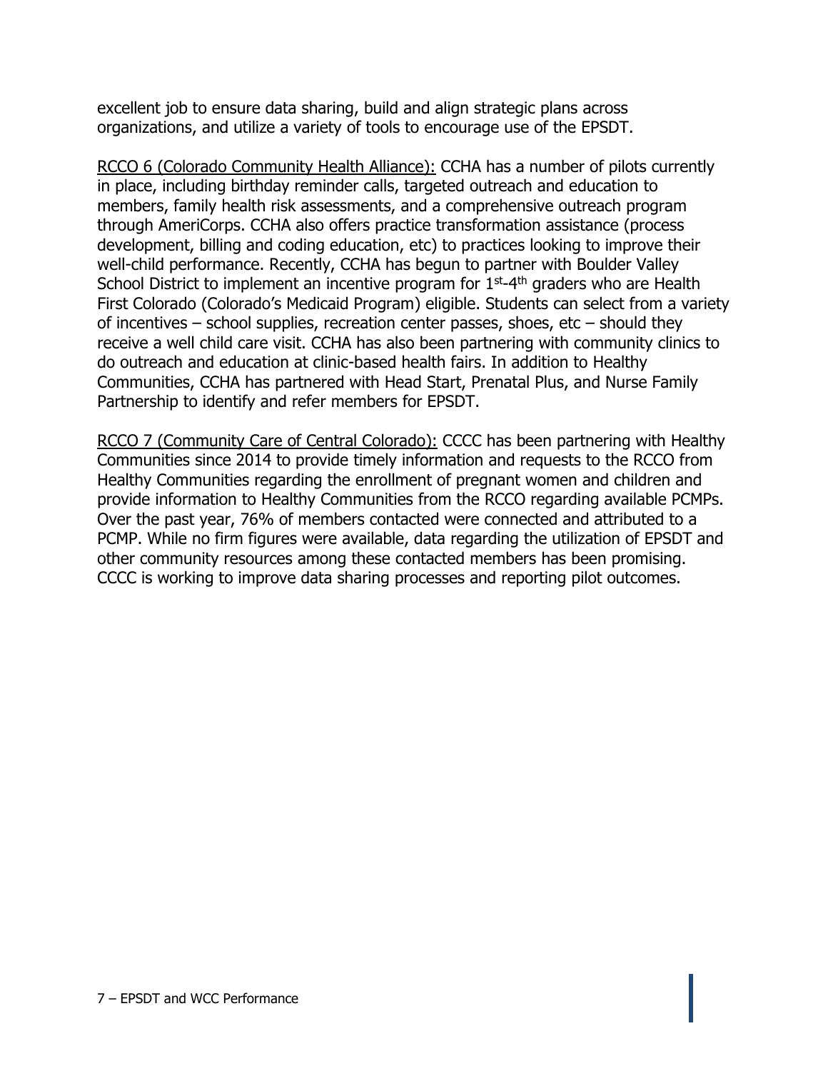excellent job to ensure data sharing, build and align strategic plans across organizations, and utilize a variety of tools to encourage use of the EPSDT.

<u>RCCO 6 (Colorado Community Health Alliance):</u> CCHA has a number of pilots currently in place, including birthday reminder calls, targeted outreach and education to members, family health risk assessments, and a comprehensive outreach program through AmeriCorps. CCHA also offers practice transformation assistance (process development, billing and coding education, etc) to practices looking to improve their well-child performance. Recently, CCHA has begun to partner with Boulder Valley School District to implement an incentive program for 1st-4th graders who are Health First Colorado (Colorado's Medicaid Program) eligible. Students can select from a variety of incentives – school supplies, recreation center passes, shoes, etc – should they receive a well child care visit. CCHA has also been partnering with community clinics to do outreach and education at clinic-based health fairs. In addition to Healthy Communities, CCHA has partnered with Head Start, Prenatal Plus, and Nurse Family Partnership to identify and refer members for EPSDT.

<u>RCCO 7 (Community Care of Central Colorado):</u> CCCC has been partnering with Healthy Communities since 2014 to provide timely information and requests to the RCCO from Healthy Communities regarding the enrollment of pregnant women and children and provide information to Healthy Communities from the RCCO regarding available PCMPs. Over the past year, 76% of members contacted were connected and attributed to a PCMP. While no firm figures were available, data regarding the utilization of EPSDT and other community resources among these contacted members has been promising. CCCC is working to improve data sharing processes and reporting pilot outcomes.